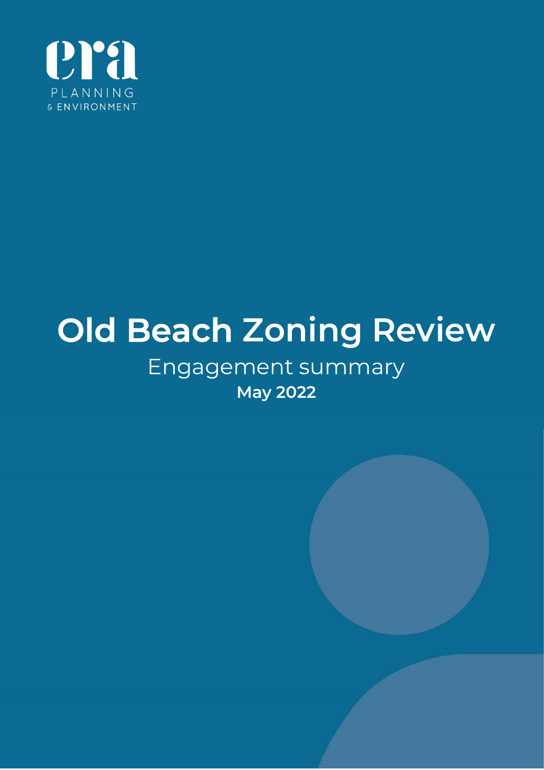era

PLANNING
& ENVIRONMENT

# Old Beach Zoning Review

## Engagement summary

**May 2022**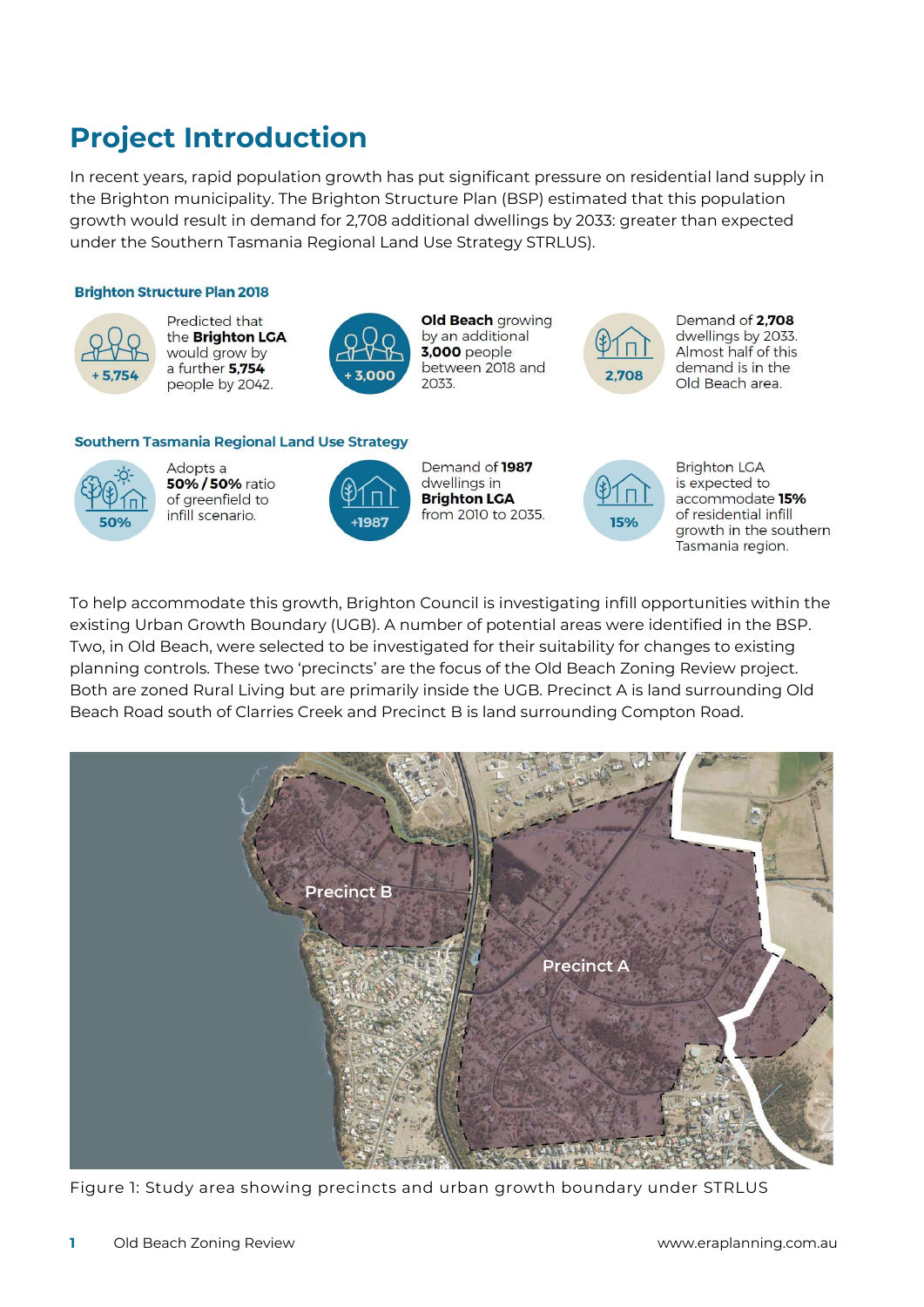# Project Introduction

In recent years, rapid population growth has put significant pressure on residential land supply in the Brighton municipality. The Brighton Structure Plan (BSP) estimated that this population growth would result in demand for 2,708 additional dwellings by 2033: greater than expected under the Southern Tasmania Regional Land Use Strategy STRLUS).

### Brighton Structure Plan 2018

**+ 5,754** — Predicted that the **Brighton LGA** would grow by a further **5,754** people by 2042.

**+ 3,000** — **Old Beach** growing by an additional **3,000** people between 2018 and 2033.

**2,708** — Demand of **2,708** dwellings by 2033. Almost half of this demand is in the Old Beach area.

### Southern Tasmania Regional Land Use Strategy

**50%** — Adopts a **50% / 50%** ratio of greenfield to infill scenario.

**+1987** — Demand of **1987** dwellings in **Brighton LGA** from 2010 to 2035.

**15%** — Brighton LGA is expected to accommodate **15%** of residential infill growth in the southern Tasmania region.

To help accommodate this growth, Brighton Council is investigating infill opportunities within the existing Urban Growth Boundary (UGB). A number of potential areas were identified in the BSP. Two, in Old Beach, were selected to be investigated for their suitability for changes to existing planning controls. These two 'precincts' are the focus of the Old Beach Zoning Review project. Both are zoned Rural Living but are primarily inside the UGB. Precinct A is land surrounding Old Beach Road south of Clarries Creek and Precinct B is land surrounding Compton Road.

Figure 1: Study area showing precincts and urban growth boundary under STRLUS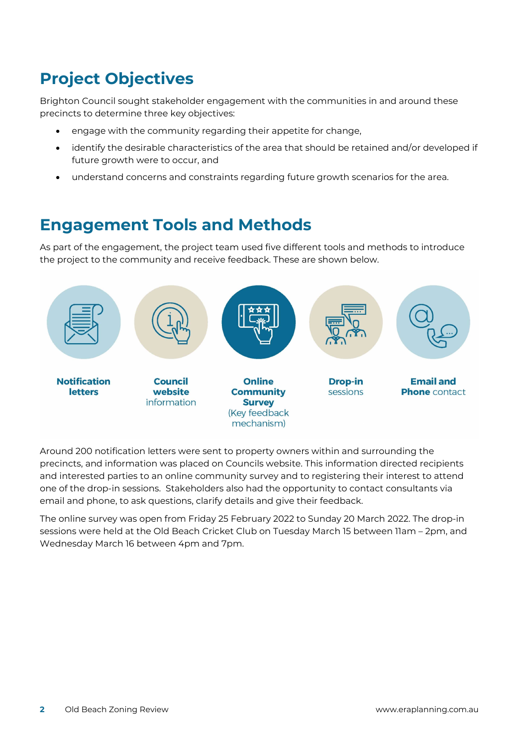## Project Objectives

Brighton Council sought stakeholder engagement with the communities in and around these precincts to determine three key objectives:

- engage with the community regarding their appetite for change,
- identify the desirable characteristics of the area that should be retained and/or developed if future growth were to occur, and
- understand concerns and constraints regarding future growth scenarios for the area.

## Engagement Tools and Methods

As part of the engagement, the project team used five different tools and methods to introduce the project to the community and receive feedback. These are shown below.

- **Notification letters**
- **Council website** information
- **Online Community Survey** (Key feedback mechanism)
- **Drop-in** sessions
- **Email and Phone** contact

Around 200 notification letters were sent to property owners within and surrounding the precincts, and information was placed on Councils website. This information directed recipients and interested parties to an online community survey and to registering their interest to attend one of the drop-in sessions. Stakeholders also had the opportunity to contact consultants via email and phone, to ask questions, clarify details and give their feedback.

The online survey was open from Friday 25 February 2022 to Sunday 20 March 2022. The drop-in sessions were held at the Old Beach Cricket Club on Tuesday March 15 between 11am – 2pm, and Wednesday March 16 between 4pm and 7pm.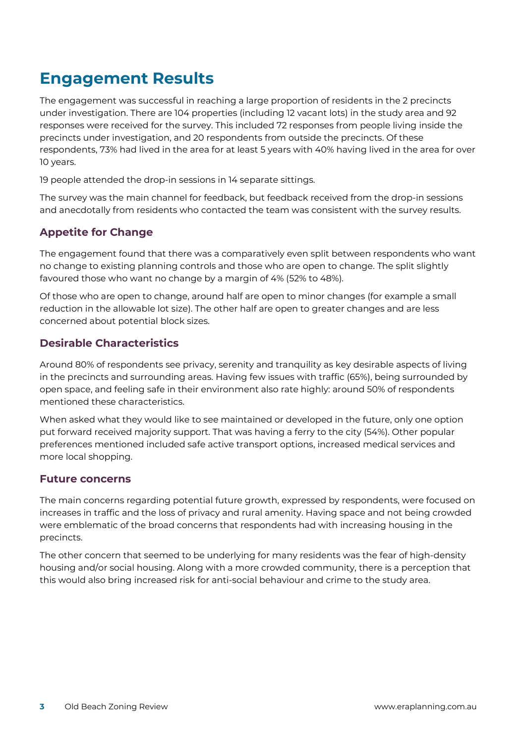# Engagement Results

The engagement was successful in reaching a large proportion of residents in the 2 precincts under investigation. There are 104 properties (including 12 vacant lots) in the study area and 92 responses were received for the survey. This included 72 responses from people living inside the precincts under investigation, and 20 respondents from outside the precincts. Of these respondents, 73% had lived in the area for at least 5 years with 40% having lived in the area for over 10 years.

19 people attended the drop-in sessions in 14 separate sittings.

The survey was the main channel for feedback, but feedback received from the drop-in sessions and anecdotally from residents who contacted the team was consistent with the survey results.

## Appetite for Change

The engagement found that there was a comparatively even split between respondents who want no change to existing planning controls and those who are open to change. The split slightly favoured those who want no change by a margin of 4% (52% to 48%).

Of those who are open to change, around half are open to minor changes (for example a small reduction in the allowable lot size). The other half are open to greater changes and are less concerned about potential block sizes.

## Desirable Characteristics

Around 80% of respondents see privacy, serenity and tranquility as key desirable aspects of living in the precincts and surrounding areas. Having few issues with traffic (65%), being surrounded by open space, and feeling safe in their environment also rate highly: around 50% of respondents mentioned these characteristics.

When asked what they would like to see maintained or developed in the future, only one option put forward received majority support. That was having a ferry to the city (54%). Other popular preferences mentioned included safe active transport options, increased medical services and more local shopping.

## Future concerns

The main concerns regarding potential future growth, expressed by respondents, were focused on increases in traffic and the loss of privacy and rural amenity. Having space and not being crowded were emblematic of the broad concerns that respondents had with increasing housing in the precincts.

The other concern that seemed to be underlying for many residents was the fear of high-density housing and/or social housing. Along with a more crowded community, there is a perception that this would also bring increased risk for anti-social behaviour and crime to the study area.